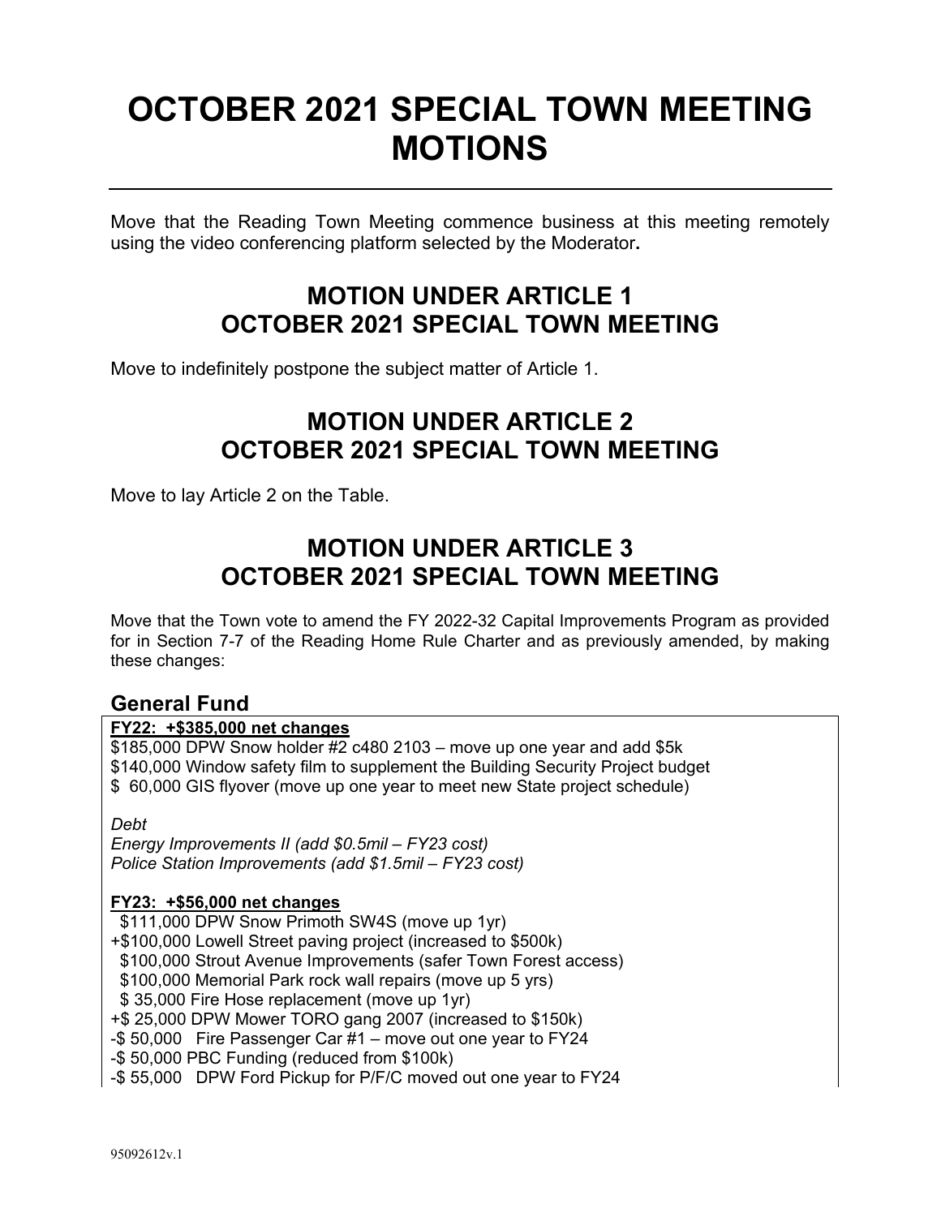# OCTOBER 2021 SPECIAL TOWN MEETING MOTIONS

---

Move that the Reading Town Meeting commence business at this meeting remotely using the video conferencing platform selected by the Moderator**.**

## MOTION UNDER ARTICLE 1
## OCTOBER 2021 SPECIAL TOWN MEETING

Move to indefinitely postpone the subject matter of Article 1.

## MOTION UNDER ARTICLE 2
## OCTOBER 2021 SPECIAL TOWN MEETING

Move to lay Article 2 on the Table.

## MOTION UNDER ARTICLE 3
## OCTOBER 2021 SPECIAL TOWN MEETING

Move that the Town vote to amend the FY 2022-32 Capital Improvements Program as provided for in Section 7-7 of the Reading Home Rule Charter and as previously amended, by making these changes:

### General Fund

**FY22: +$385,000 net changes**

$185,000 DPW Snow holder #2 c480 2103 – move up one year and add $5k
$140,000 Window safety film to supplement the Building Security Project budget
$ 60,000 GIS flyover (move up one year to meet new State project schedule)

*Debt*
*Energy Improvements II (add $0.5mil – FY23 cost)*
*Police Station Improvements (add $1.5mil – FY23 cost)*

**FY23: +$56,000 net changes**

$111,000 DPW Snow Primoth SW4S (move up 1yr)
+$100,000 Lowell Street paving project (increased to $500k)
$100,000 Strout Avenue Improvements (safer Town Forest access)
$100,000 Memorial Park rock wall repairs (move up 5 yrs)
$ 35,000 Fire Hose replacement (move up 1yr)
+$ 25,000 DPW Mower TORO gang 2007 (increased to $150k)
-$ 50,000 Fire Passenger Car #1 – move out one year to FY24
-$ 50,000 PBC Funding (reduced from $100k)
-$ 55,000 DPW Ford Pickup for P/F/C moved out one year to FY24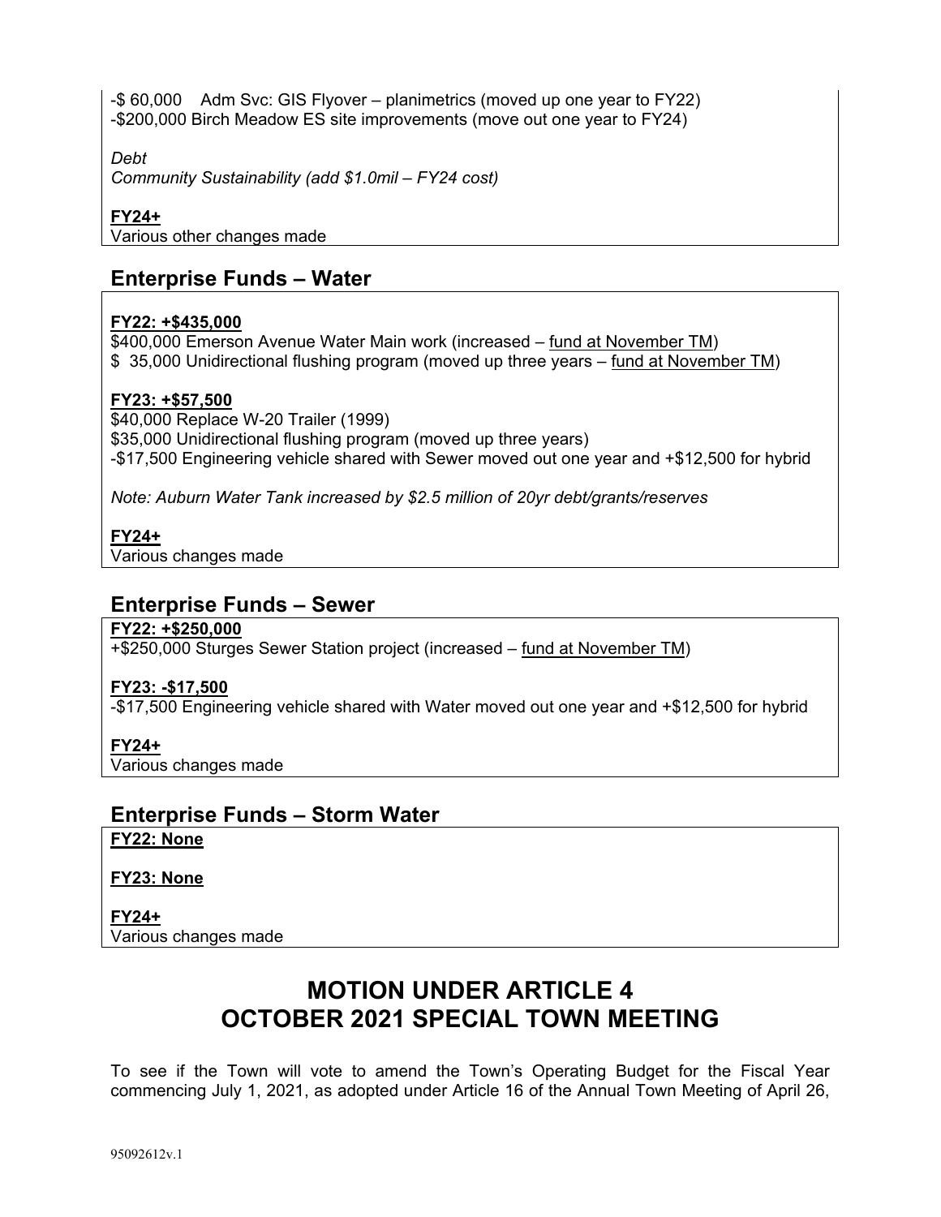-$ 60,000 Adm Svc: GIS Flyover – planimetrics (moved up one year to FY22)
-$200,000 Birch Meadow ES site improvements (move out one year to FY24)

*Debt*
*Community Sustainability (add $1.0mil – FY24 cost)*

**FY24+**
Various other changes made

## Enterprise Funds – Water

**FY22: +$435,000**
$400,000 Emerson Avenue Water Main work (increased – fund at November TM)
$ 35,000 Unidirectional flushing program (moved up three years – fund at November TM)

**FY23: +$57,500**
$40,000 Replace W-20 Trailer (1999)
$35,000 Unidirectional flushing program (moved up three years)
-$17,500 Engineering vehicle shared with Sewer moved out one year and +$12,500 for hybrid

*Note: Auburn Water Tank increased by $2.5 million of 20yr debt/grants/reserves*

**FY24+**
Various changes made

## Enterprise Funds – Sewer

**FY22: +$250,000**
+$250,000 Sturges Sewer Station project (increased – fund at November TM)

**FY23: -$17,500**
-$17,500 Engineering vehicle shared with Water moved out one year and +$12,500 for hybrid

**FY24+**
Various changes made

## Enterprise Funds – Storm Water

**FY22: None**

**FY23: None**

**FY24+**
Various changes made

# MOTION UNDER ARTICLE 4
# OCTOBER 2021 SPECIAL TOWN MEETING

To see if the Town will vote to amend the Town's Operating Budget for the Fiscal Year commencing July 1, 2021, as adopted under Article 16 of the Annual Town Meeting of April 26,

95092612v.1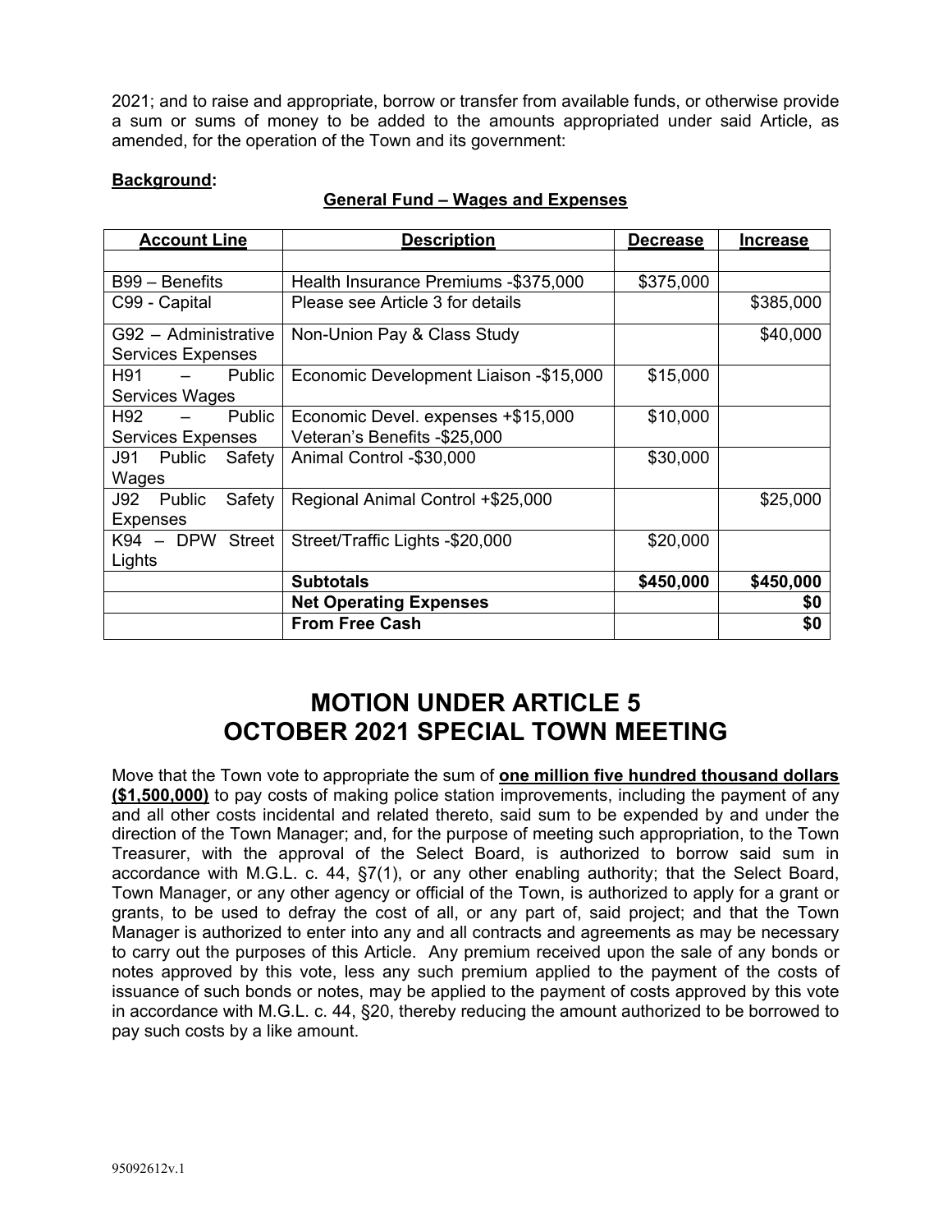2021; and to raise and appropriate, borrow or transfer from available funds, or otherwise provide a sum or sums of money to be added to the amounts appropriated under said Article, as amended, for the operation of the Town and its government:

**Background:**

**General Fund – Wages and Expenses**

| Account Line | Description | Decrease | Increase |
|---|---|---|---|
| | | | |
| B99 – Benefits | Health Insurance Premiums -$375,000 | $375,000 | |
| C99 - Capital | Please see Article 3 for details | | $385,000 |
| G92 – Administrative Services Expenses | Non-Union Pay & Class Study | | $40,000 |
| H91 – Public Services Wages | Economic Development Liaison -$15,000 | $15,000 | |
| H92 – Public Services Expenses | Economic Devel. expenses +$15,000<br>Veteran's Benefits -$25,000 | $10,000 | |
| J91 Public Safety Wages | Animal Control -$30,000 | $30,000 | |
| J92 Public Safety Expenses | Regional Animal Control +$25,000 | | $25,000 |
| K94 – DPW Street Lights | Street/Traffic Lights -$20,000 | $20,000 | |
| | **Subtotals** | **$450,000** | **$450,000** |
| | **Net Operating Expenses** | | **$0** |
| | **From Free Cash** | | **$0** |

# MOTION UNDER ARTICLE 5
# OCTOBER 2021 SPECIAL TOWN MEETING

Move that the Town vote to appropriate the sum of **one million five hundred thousand dollars ($1,500,000)** to pay costs of making police station improvements, including the payment of any and all other costs incidental and related thereto, said sum to be expended by and under the direction of the Town Manager; and, for the purpose of meeting such appropriation, to the Town Treasurer, with the approval of the Select Board, is authorized to borrow said sum in accordance with M.G.L. c. 44, §7(1), or any other enabling authority; that the Select Board, Town Manager, or any other agency or official of the Town, is authorized to apply for a grant or grants, to be used to defray the cost of all, or any part of, said project; and that the Town Manager is authorized to enter into any and all contracts and agreements as may be necessary to carry out the purposes of this Article. Any premium received upon the sale of any bonds or notes approved by this vote, less any such premium applied to the payment of the costs of issuance of such bonds or notes, may be applied to the payment of costs approved by this vote in accordance with M.G.L. c. 44, §20, thereby reducing the amount authorized to be borrowed to pay such costs by a like amount.

95092612v.1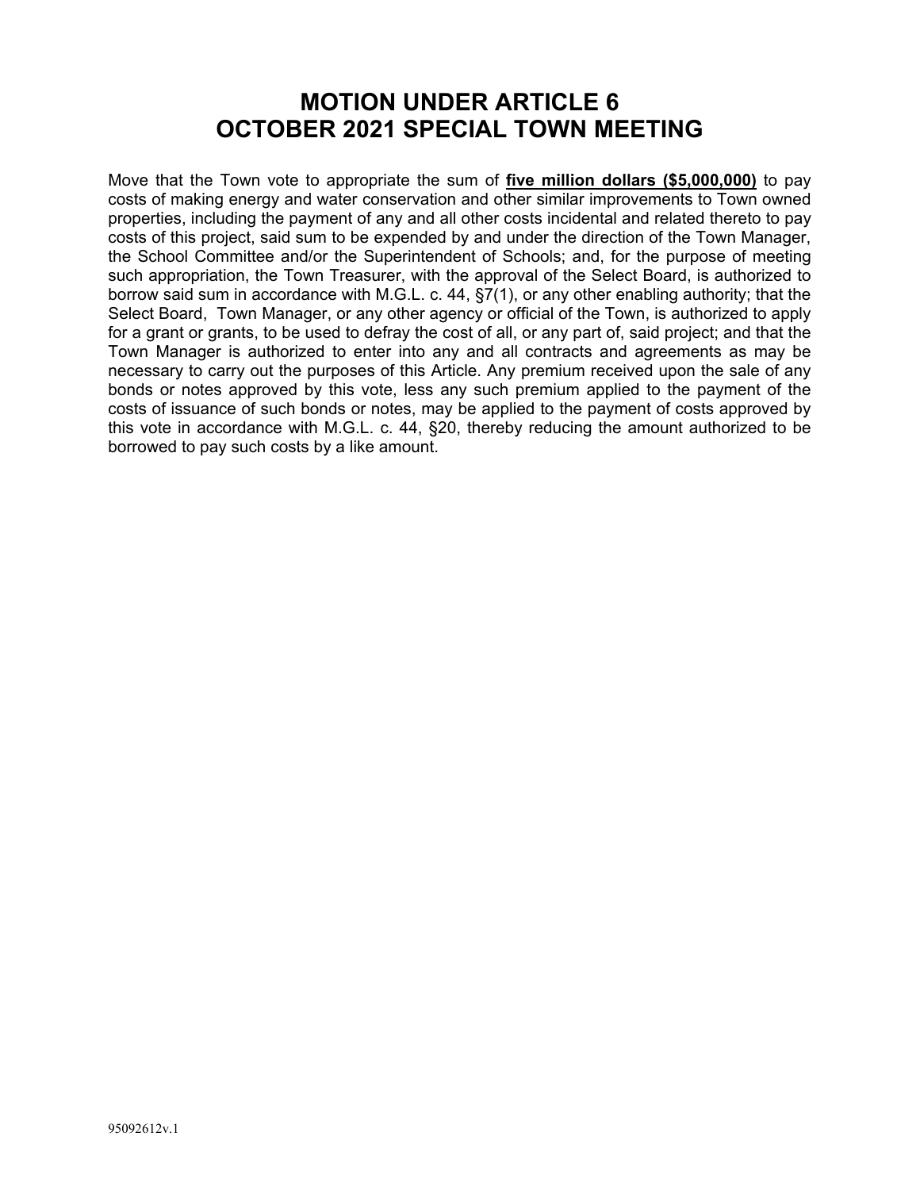# MOTION UNDER ARTICLE 6
# OCTOBER 2021 SPECIAL TOWN MEETING

Move that the Town vote to appropriate the sum of **five million dollars ($5,000,000)** to pay costs of making energy and water conservation and other similar improvements to Town owned properties, including the payment of any and all other costs incidental and related thereto to pay costs of this project, said sum to be expended by and under the direction of the Town Manager, the School Committee and/or the Superintendent of Schools; and, for the purpose of meeting such appropriation, the Town Treasurer, with the approval of the Select Board, is authorized to borrow said sum in accordance with M.G.L. c. 44, §7(1), or any other enabling authority; that the Select Board, Town Manager, or any other agency or official of the Town, is authorized to apply for a grant or grants, to be used to defray the cost of all, or any part of, said project; and that the Town Manager is authorized to enter into any and all contracts and agreements as may be necessary to carry out the purposes of this Article. Any premium received upon the sale of any bonds or notes approved by this vote, less any such premium applied to the payment of the costs of issuance of such bonds or notes, may be applied to the payment of costs approved by this vote in accordance with M.G.L. c. 44, §20, thereby reducing the amount authorized to be borrowed to pay such costs by a like amount.

95092612v.1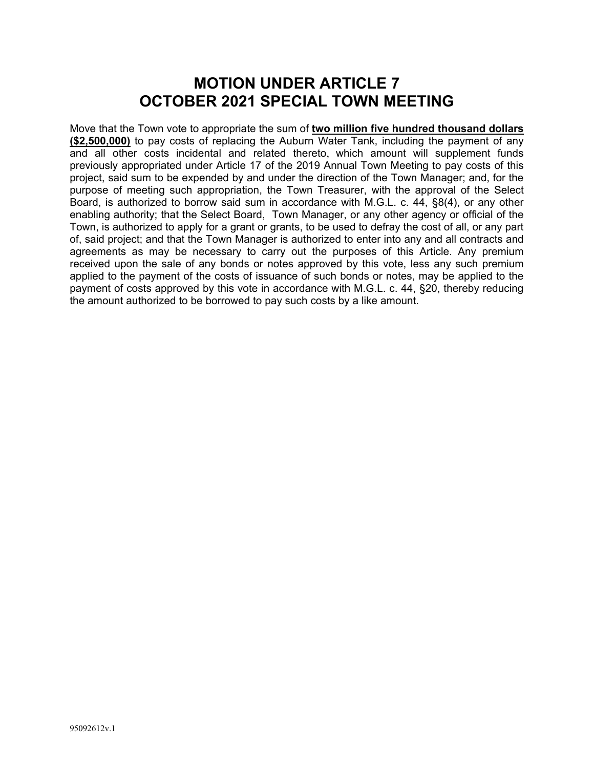# MOTION UNDER ARTICLE 7
# OCTOBER 2021 SPECIAL TOWN MEETING

Move that the Town vote to appropriate the sum of **two million five hundred thousand dollars ($2,500,000)** to pay costs of replacing the Auburn Water Tank, including the payment of any and all other costs incidental and related thereto, which amount will supplement funds previously appropriated under Article 17 of the 2019 Annual Town Meeting to pay costs of this project, said sum to be expended by and under the direction of the Town Manager; and, for the purpose of meeting such appropriation, the Town Treasurer, with the approval of the Select Board, is authorized to borrow said sum in accordance with M.G.L. c. 44, §8(4), or any other enabling authority; that the Select Board, Town Manager, or any other agency or official of the Town, is authorized to apply for a grant or grants, to be used to defray the cost of all, or any part of, said project; and that the Town Manager is authorized to enter into any and all contracts and agreements as may be necessary to carry out the purposes of this Article. Any premium received upon the sale of any bonds or notes approved by this vote, less any such premium applied to the payment of the costs of issuance of such bonds or notes, may be applied to the payment of costs approved by this vote in accordance with M.G.L. c. 44, §20, thereby reducing the amount authorized to be borrowed to pay such costs by a like amount.

95092612v.1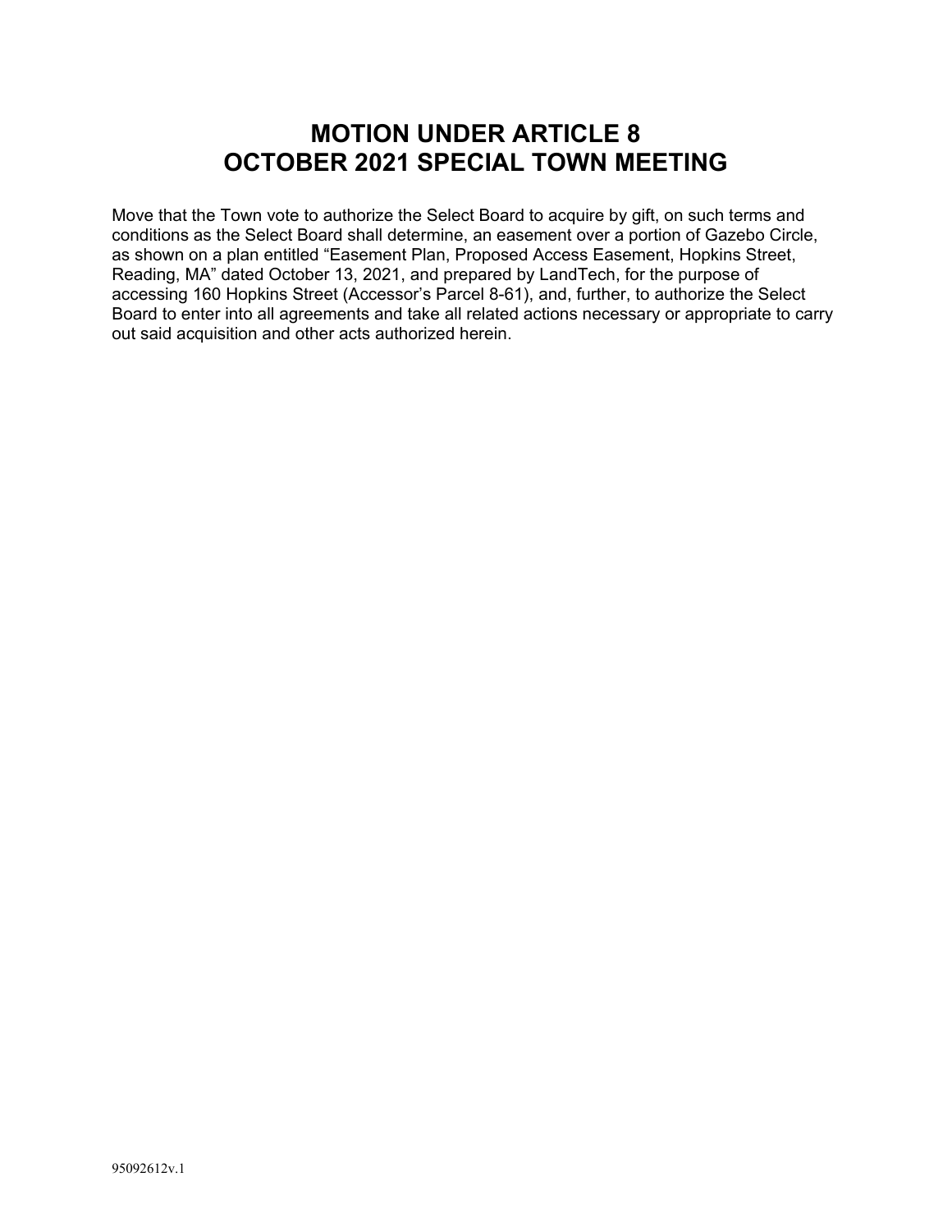# MOTION UNDER ARTICLE 8
# OCTOBER 2021 SPECIAL TOWN MEETING

Move that the Town vote to authorize the Select Board to acquire by gift, on such terms and conditions as the Select Board shall determine, an easement over a portion of Gazebo Circle, as shown on a plan entitled "Easement Plan, Proposed Access Easement, Hopkins Street, Reading, MA" dated October 13, 2021, and prepared by LandTech, for the purpose of accessing 160 Hopkins Street (Accessor's Parcel 8-61), and, further, to authorize the Select Board to enter into all agreements and take all related actions necessary or appropriate to carry out said acquisition and other acts authorized herein.

95092612v.1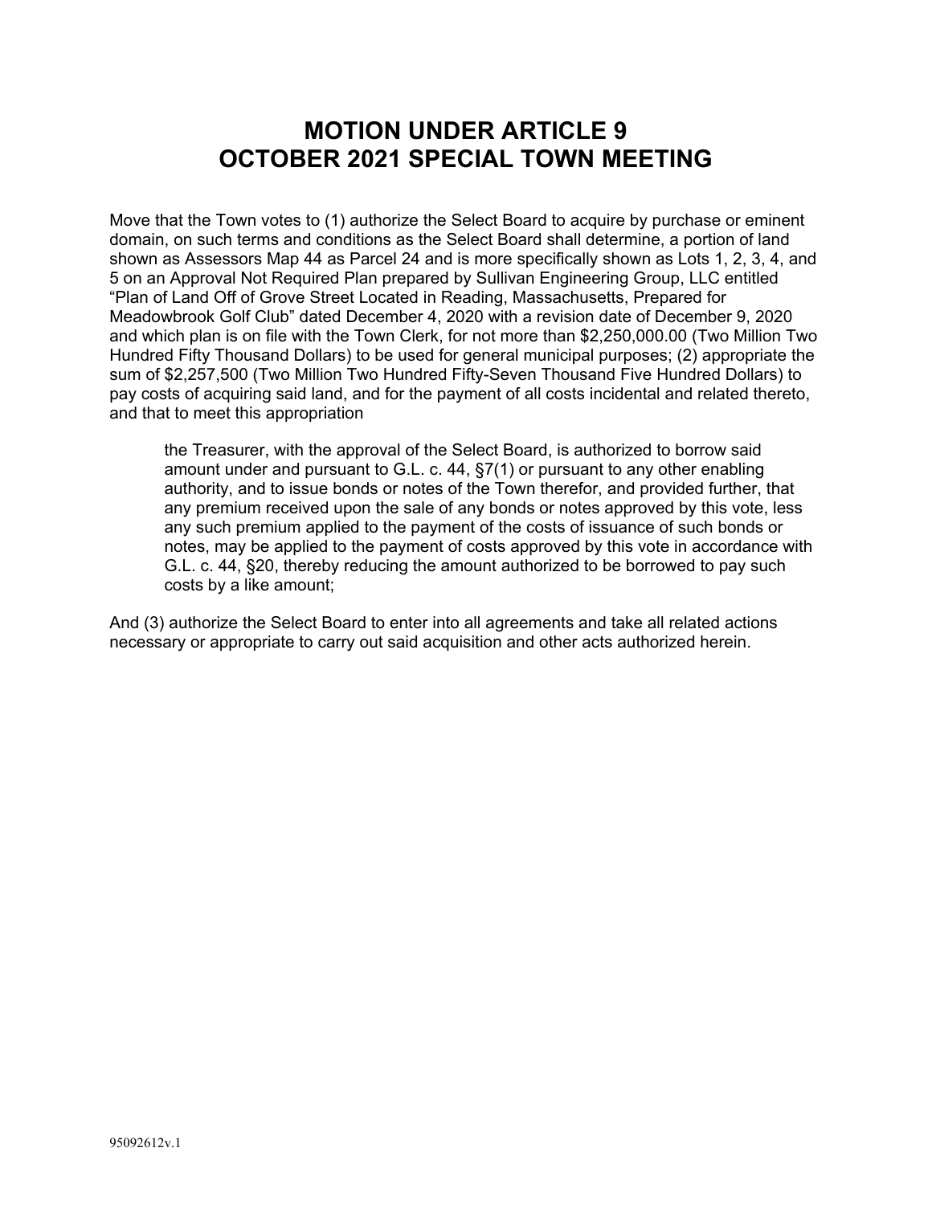# MOTION UNDER ARTICLE 9
# OCTOBER 2021 SPECIAL TOWN MEETING

Move that the Town votes to (1) authorize the Select Board to acquire by purchase or eminent domain, on such terms and conditions as the Select Board shall determine, a portion of land shown as Assessors Map 44 as Parcel 24 and is more specifically shown as Lots 1, 2, 3, 4, and 5 on an Approval Not Required Plan prepared by Sullivan Engineering Group, LLC entitled "Plan of Land Off of Grove Street Located in Reading, Massachusetts, Prepared for Meadowbrook Golf Club" dated December 4, 2020 with a revision date of December 9, 2020 and which plan is on file with the Town Clerk, for not more than $2,250,000.00 (Two Million Two Hundred Fifty Thousand Dollars) to be used for general municipal purposes; (2) appropriate the sum of $2,257,500 (Two Million Two Hundred Fifty-Seven Thousand Five Hundred Dollars) to pay costs of acquiring said land, and for the payment of all costs incidental and related thereto, and that to meet this appropriation

> the Treasurer, with the approval of the Select Board, is authorized to borrow said amount under and pursuant to G.L. c. 44, §7(1) or pursuant to any other enabling authority, and to issue bonds or notes of the Town therefor, and provided further, that any premium received upon the sale of any bonds or notes approved by this vote, less any such premium applied to the payment of the costs of issuance of such bonds or notes, may be applied to the payment of costs approved by this vote in accordance with G.L. c. 44, §20, thereby reducing the amount authorized to be borrowed to pay such costs by a like amount;

And (3) authorize the Select Board to enter into all agreements and take all related actions necessary or appropriate to carry out said acquisition and other acts authorized herein.

95092612v.1